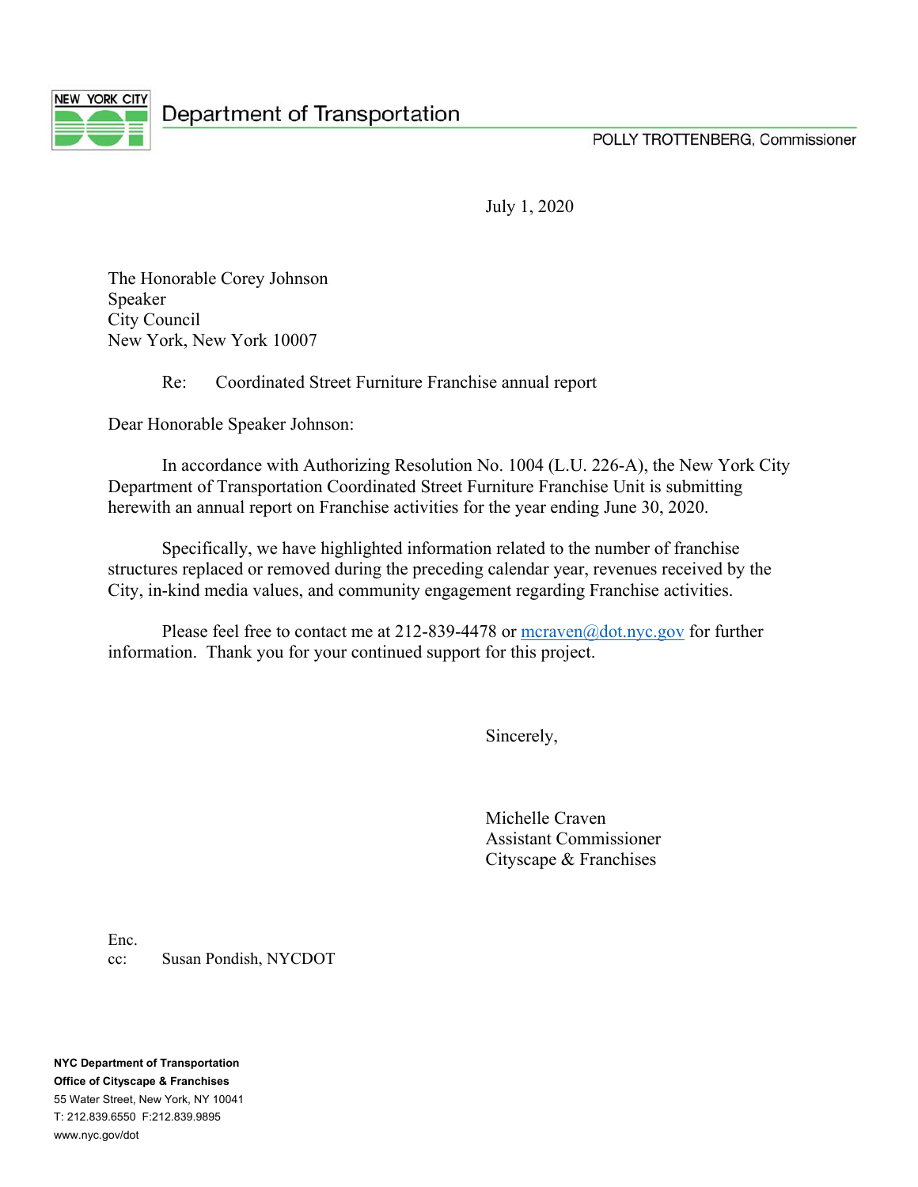NEW YORK CITY DOT

Department of Transportation

POLLY TROTTENBERG, Commissioner

July 1, 2020

The Honorable Corey Johnson
Speaker
City Council
New York, New York 10007

Re: Coordinated Street Furniture Franchise annual report

Dear Honorable Speaker Johnson:

In accordance with Authorizing Resolution No. 1004 (L.U. 226-A), the New York City Department of Transportation Coordinated Street Furniture Franchise Unit is submitting herewith an annual report on Franchise activities for the year ending June 30, 2020.

Specifically, we have highlighted information related to the number of franchise structures replaced or removed during the preceding calendar year, revenues received by the City, in-kind media values, and community engagement regarding Franchise activities.

Please feel free to contact me at 212-839-4478 or mcraven@dot.nyc.gov for further information. Thank you for your continued support for this project.

Sincerely,

Michelle Craven
Assistant Commissioner
Cityscape & Franchises

Enc.
cc: Susan Pondish, NYCDOT

**NYC Department of Transportation**
**Office of Cityscape & Franchises**
55 Water Street, New York, NY 10041
T: 212.839.6550 F:212.839.9895
www.nyc.gov/dot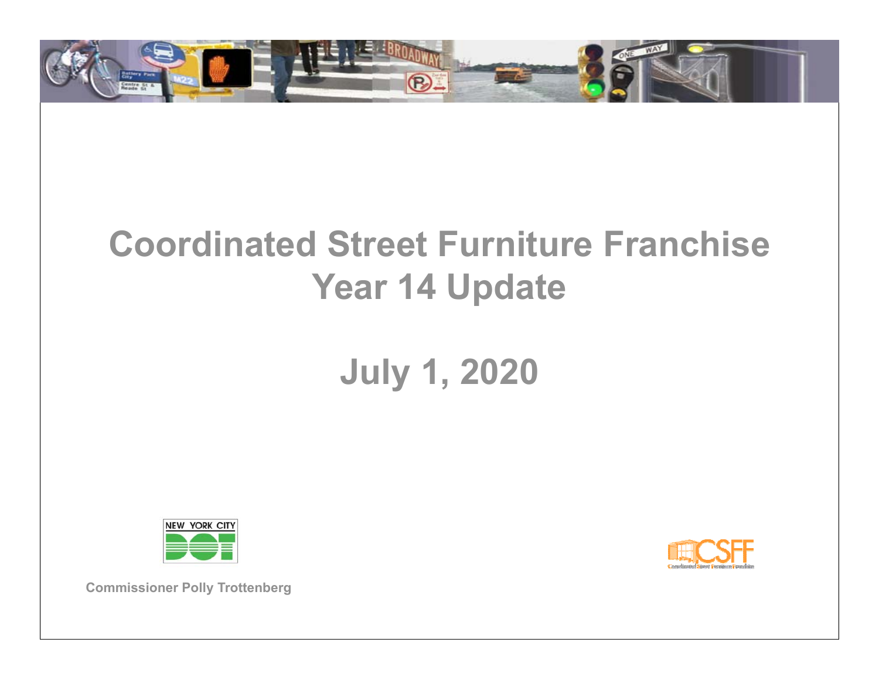# Coordinated Street Furniture Franchise Year 14 Update

## July 1, 2020

Commissioner Polly Trottenberg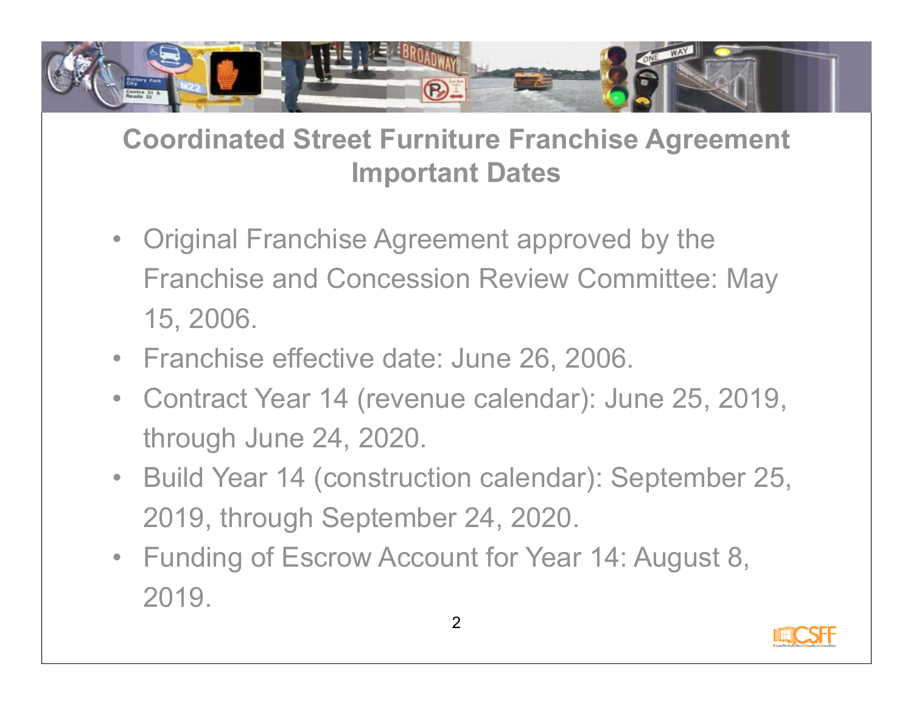# Coordinated Street Furniture Franchise Agreement Important Dates

- Original Franchise Agreement approved by the Franchise and Concession Review Committee: May 15, 2006.
- Franchise effective date: June 26, 2006.
- Contract Year 14 (revenue calendar): June 25, 2019, through June 24, 2020.
- Build Year 14 (construction calendar): September 25, 2019, through September 24, 2020.
- Funding of Escrow Account for Year 14: August 8, 2019.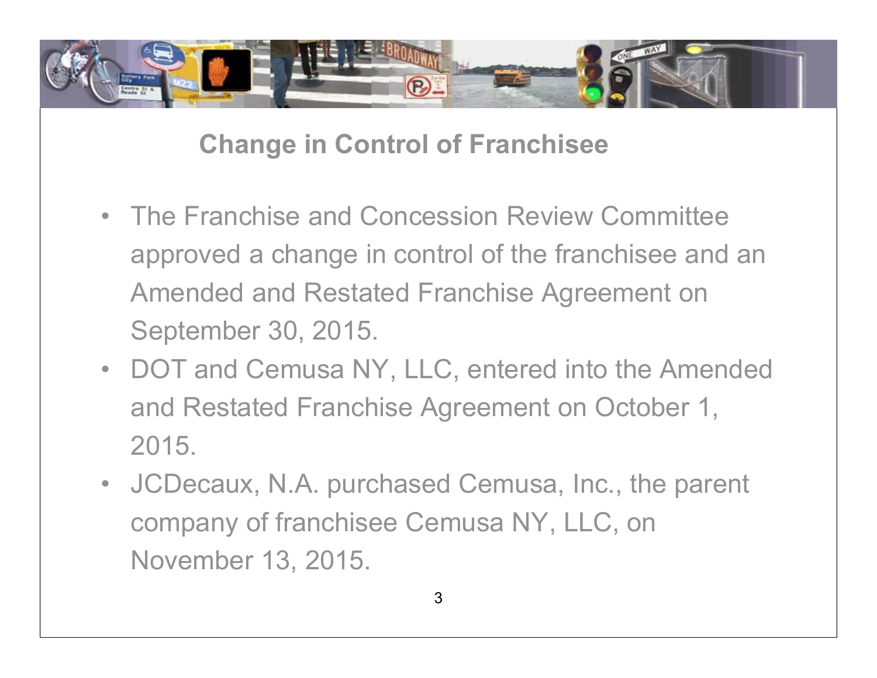## Change in Control of Franchisee

- The Franchise and Concession Review Committee approved a change in control of the franchisee and an Amended and Restated Franchise Agreement on September 30, 2015.
- DOT and Cemusa NY, LLC, entered into the Amended and Restated Franchise Agreement on October 1, 2015.
- JCDecaux, N.A. purchased Cemusa, Inc., the parent company of franchisee Cemusa NY, LLC, on November 13, 2015.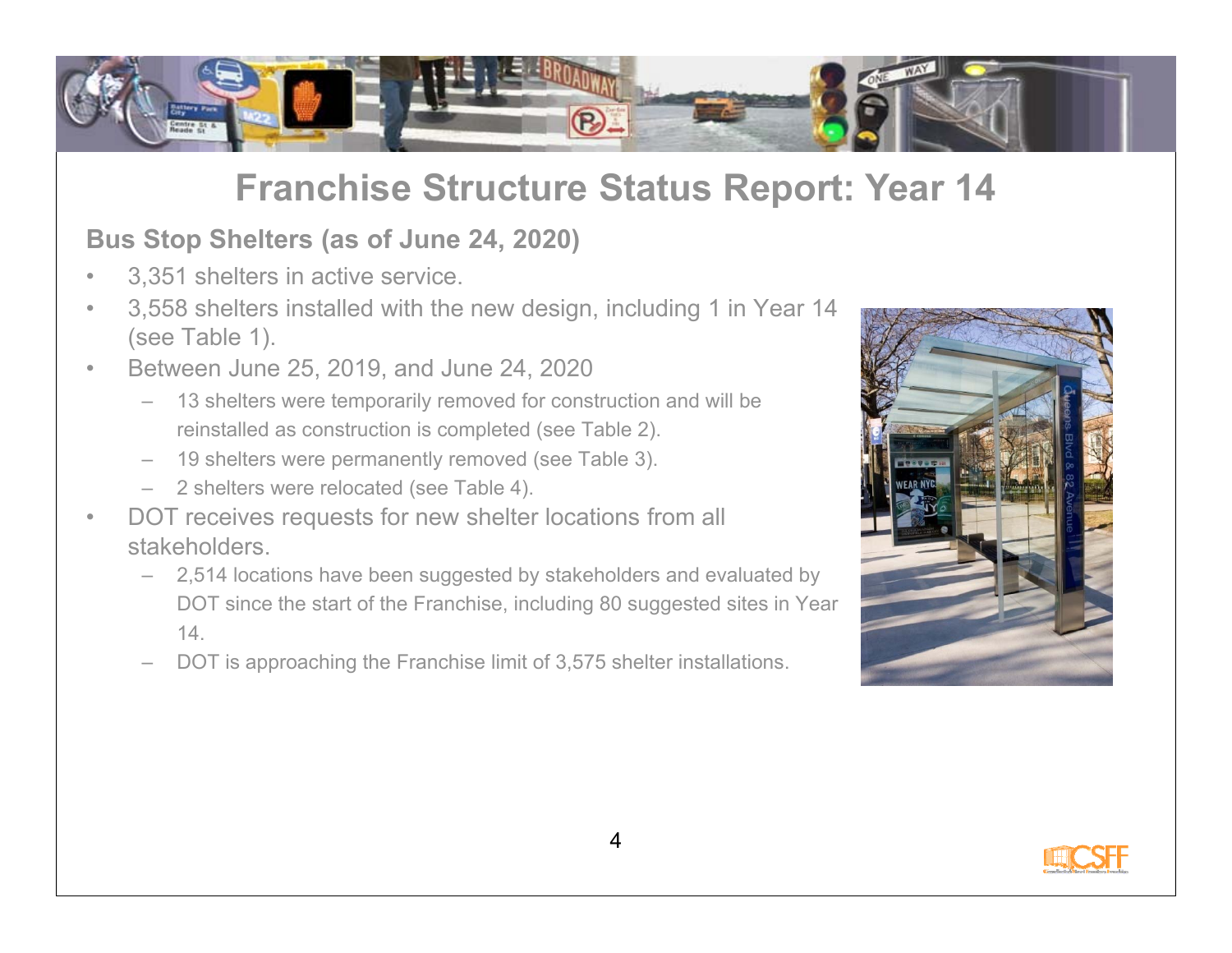# Franchise Structure Status Report: Year 14

## Bus Stop Shelters (as of June 24, 2020)

- 3,351 shelters in active service.
- 3,558 shelters installed with the new design, including 1 in Year 14 (see Table 1).
- Between June 25, 2019, and June 24, 2020
  - 13 shelters were temporarily removed for construction and will be reinstalled as construction is completed (see Table 2).
  - 19 shelters were permanently removed (see Table 3).
  - 2 shelters were relocated (see Table 4).
- DOT receives requests for new shelter locations from all stakeholders.
  - 2,514 locations have been suggested by stakeholders and evaluated by DOT since the start of the Franchise, including 80 suggested sites in Year 14.
  - DOT is approaching the Franchise limit of 3,575 shelter installations.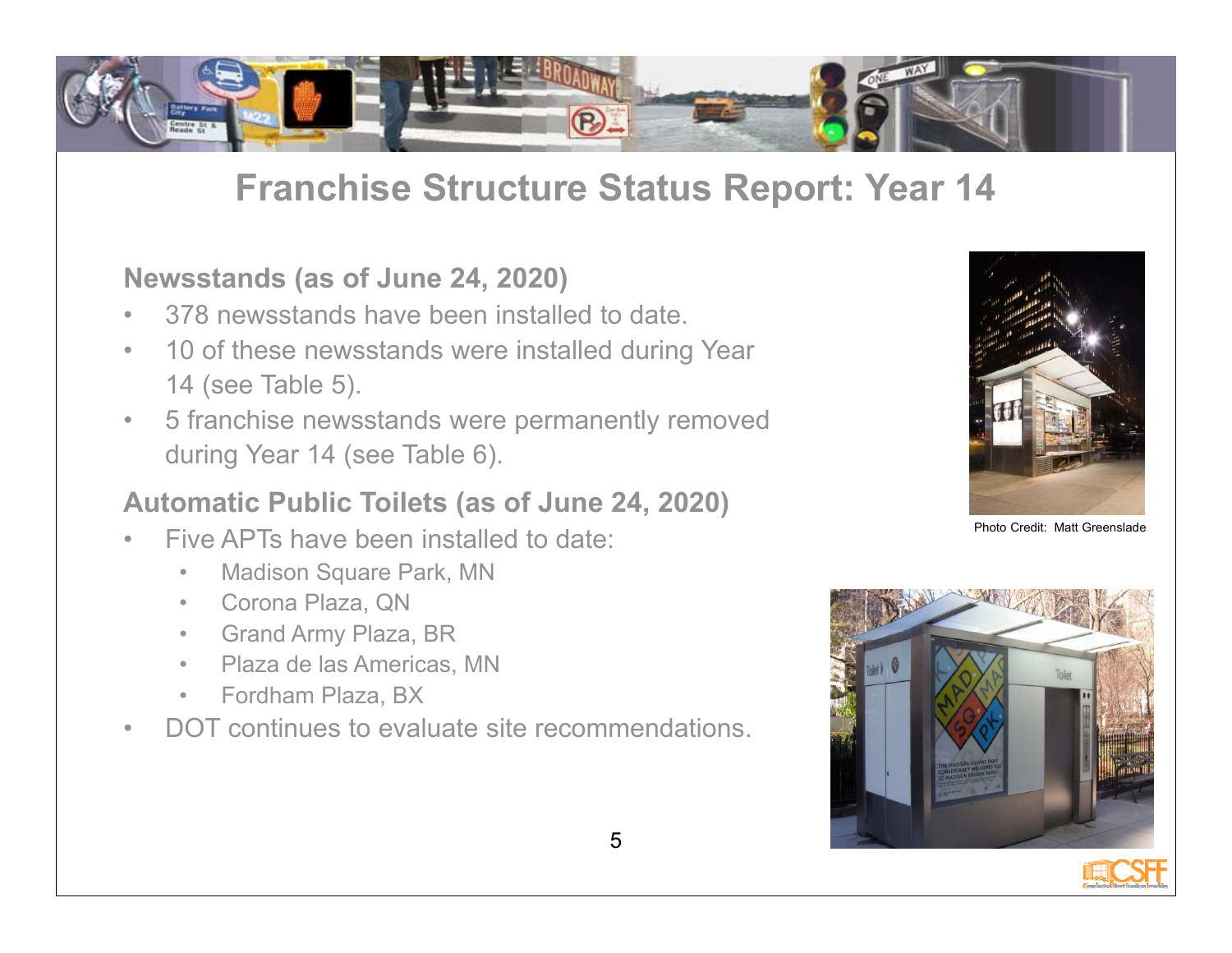# Franchise Structure Status Report: Year 14

## Newsstands (as of June 24, 2020)

- 378 newsstands have been installed to date.
- 10 of these newsstands were installed during Year 14 (see Table 5).
- 5 franchise newsstands were permanently removed during Year 14 (see Table 6).

Photo Credit: Matt Greenslade

## Automatic Public Toilets (as of June 24, 2020)

- Five APTs have been installed to date:
  - Madison Square Park, MN
  - Corona Plaza, QN
  - Grand Army Plaza, BR
  - Plaza de las Americas, MN
  - Fordham Plaza, BX
- DOT continues to evaluate site recommendations.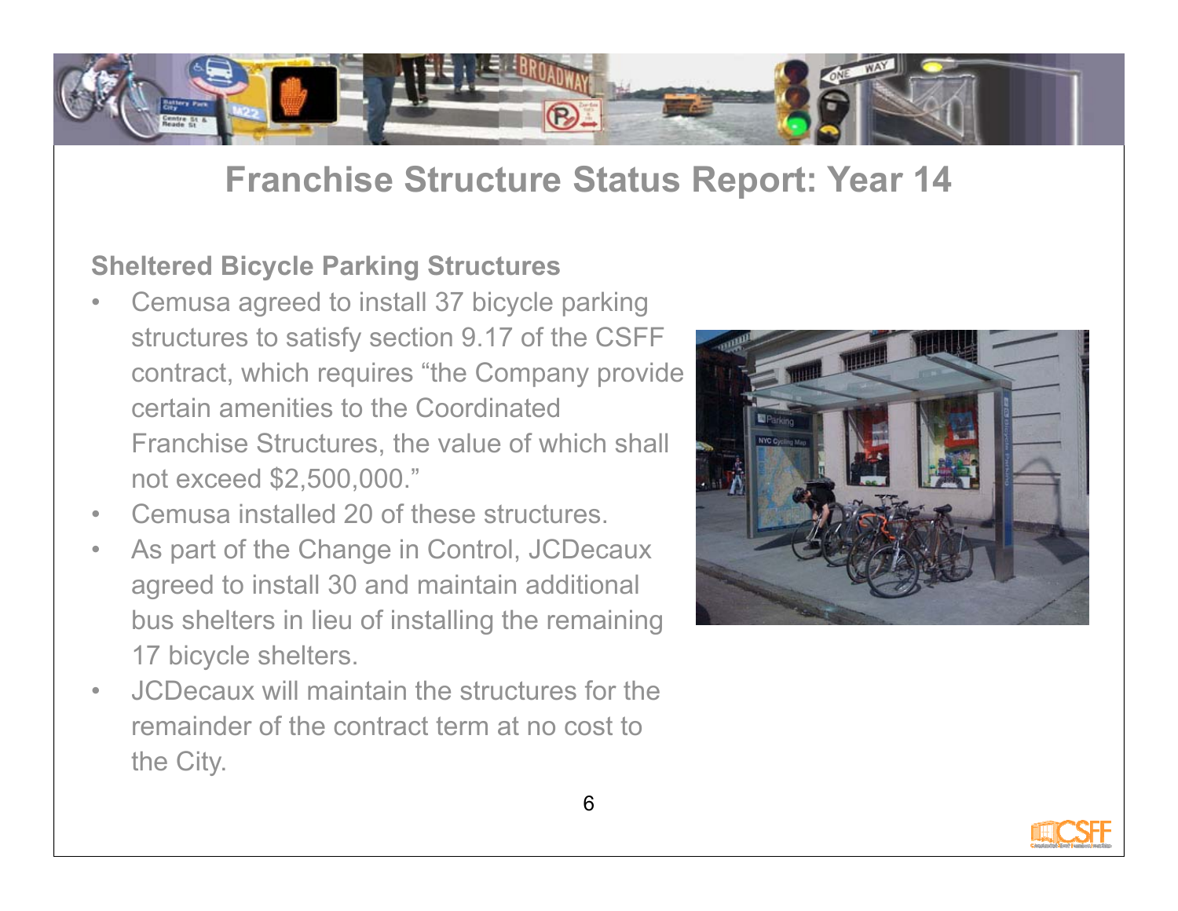# Franchise Structure Status Report: Year 14

### Sheltered Bicycle Parking Structures

- Cemusa agreed to install 37 bicycle parking structures to satisfy section 9.17 of the CSFF contract, which requires "the Company provide certain amenities to the Coordinated Franchise Structures, the value of which shall not exceed $2,500,000."
- Cemusa installed 20 of these structures.
- As part of the Change in Control, JCDecaux agreed to install 30 and maintain additional bus shelters in lieu of installing the remaining 17 bicycle shelters.
- JCDecaux will maintain the structures for the remainder of the contract term at no cost to the City.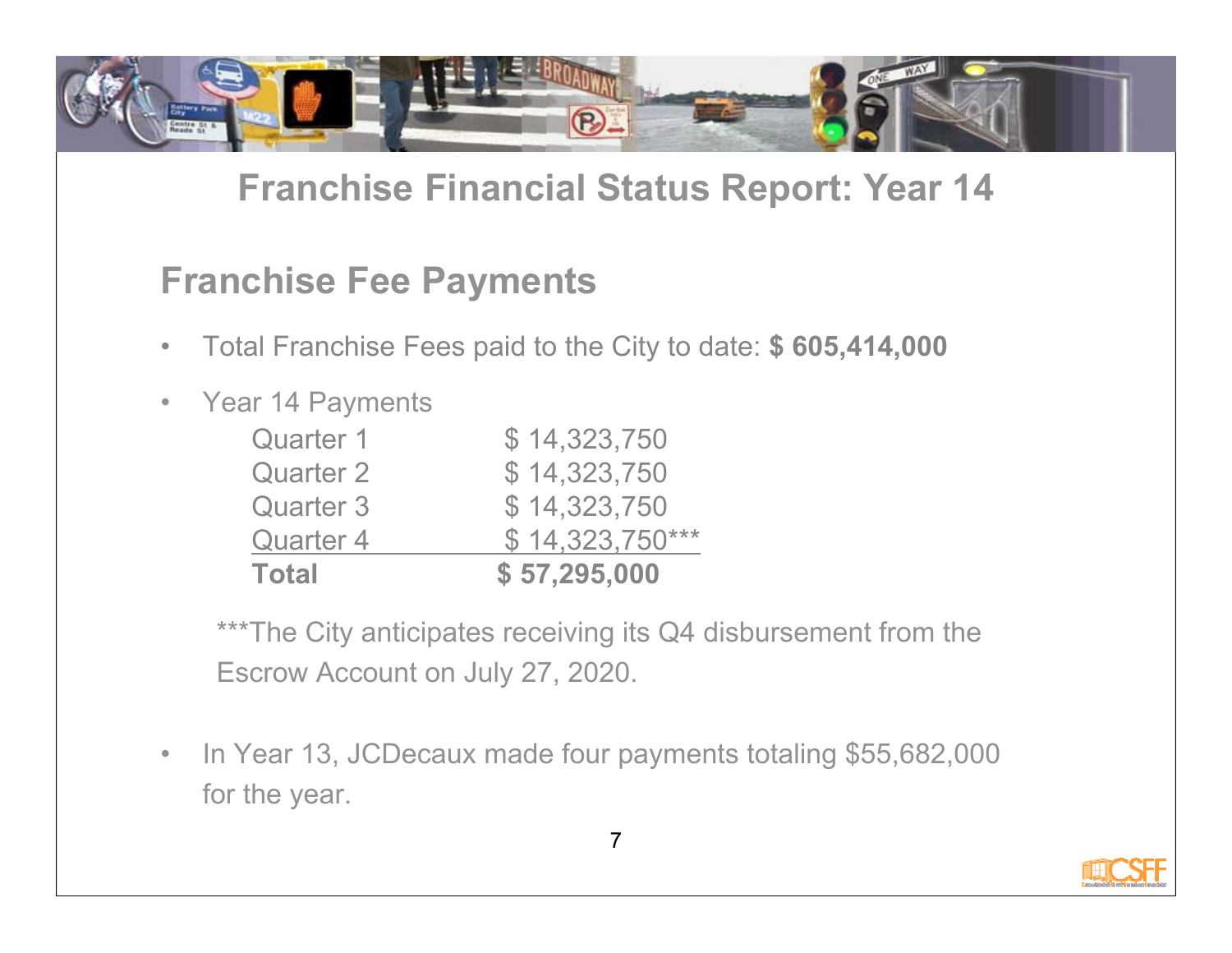# Franchise Financial Status Report: Year 14

## Franchise Fee Payments

- Total Franchise Fees paid to the City to date: **$ 605,414,000**
- Year 14 Payments

| | |
|---|---|
| Quarter 1 | $ 14,323,750 |
| Quarter 2 | $ 14,323,750 |
| Quarter 3 | $ 14,323,750 |
| Quarter 4 | $ 14,323,750*** |
| **Total** | **$ 57,295,000** |

***The City anticipates receiving its Q4 disbursement from the Escrow Account on July 27, 2020.

- In Year 13, JCDecaux made four payments totaling $55,682,000 for the year.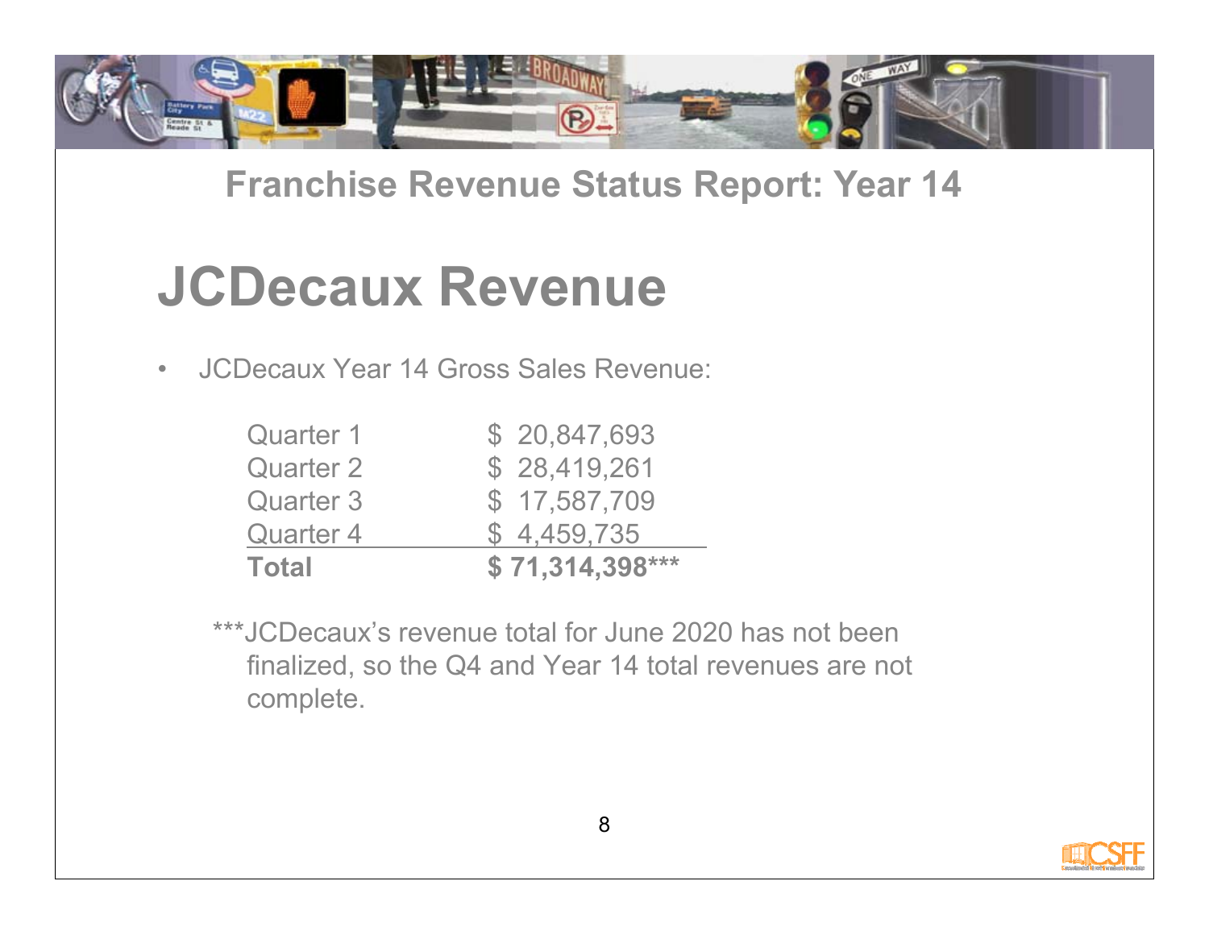## Franchise Revenue Status Report: Year 14

# JCDecaux Revenue

- JCDecaux Year 14 Gross Sales Revenue:

| | |
|---|---|
| Quarter 1 | $ 20,847,693 |
| Quarter 2 | $ 28,419,261 |
| Quarter 3 | $ 17,587,709 |
| Quarter 4 | $ 4,459,735 |
| **Total** | **$ 71,314,398***\*** |

***JCDecaux's revenue total for June 2020 has not been finalized, so the Q4 and Year 14 total revenues are not complete.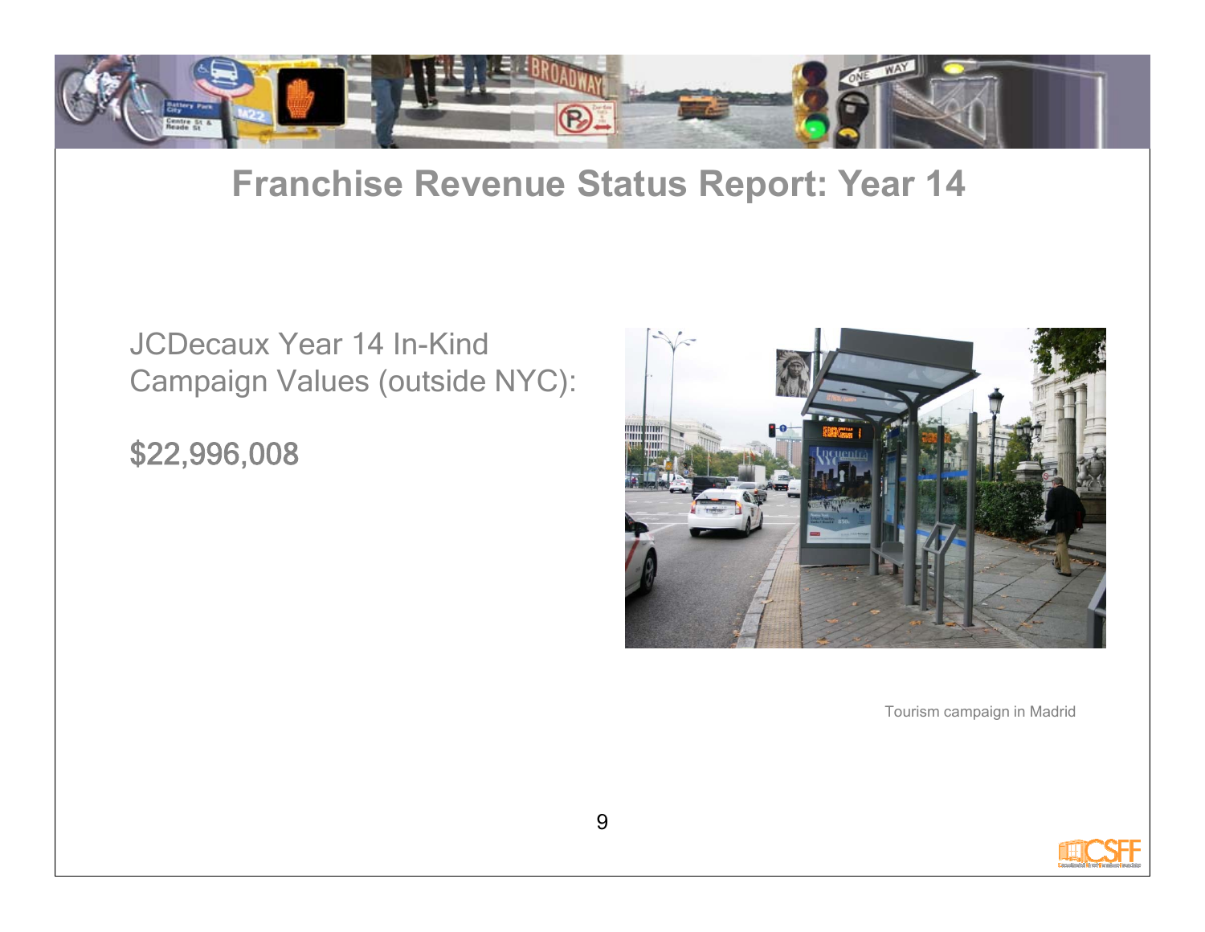# Franchise Revenue Status Report: Year 14

JCDecaux Year 14 In-Kind Campaign Values (outside NYC):

$22,996,008

Tourism campaign in Madrid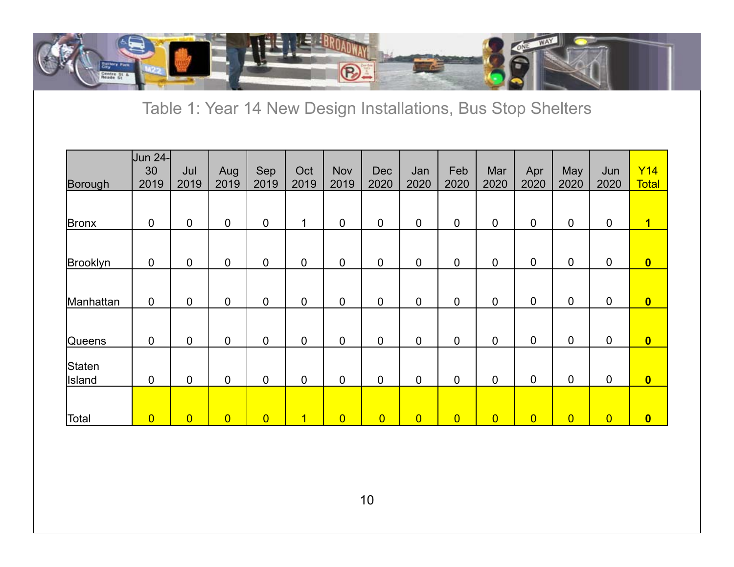# Table 1: Year 14 New Design Installations, Bus Stop Shelters

| Borough | Jun 24-30 2019 | Jul 2019 | Aug 2019 | Sep 2019 | Oct 2019 | Nov 2019 | Dec 2020 | Jan 2020 | Feb 2020 | Mar 2020 | Apr 2020 | May 2020 | Jun 2020 | Y14 Total |
|---|---|---|---|---|---|---|---|---|---|---|---|---|---|---|
| Bronx | 0 | 0 | 0 | 0 | 1 | 0 | 0 | 0 | 0 | 0 | 0 | 0 | 0 | **1** |
| Brooklyn | 0 | 0 | 0 | 0 | 0 | 0 | 0 | 0 | 0 | 0 | 0 | 0 | 0 | **0** |
| Manhattan | 0 | 0 | 0 | 0 | 0 | 0 | 0 | 0 | 0 | 0 | 0 | 0 | 0 | **0** |
| Queens | 0 | 0 | 0 | 0 | 0 | 0 | 0 | 0 | 0 | 0 | 0 | 0 | 0 | **0** |
| Staten Island | 0 | 0 | 0 | 0 | 0 | 0 | 0 | 0 | 0 | 0 | 0 | 0 | 0 | **0** |
| Total | 0 | 0 | 0 | 0 | 1 | 0 | 0 | 0 | 0 | 0 | 0 | 0 | 0 | **0** |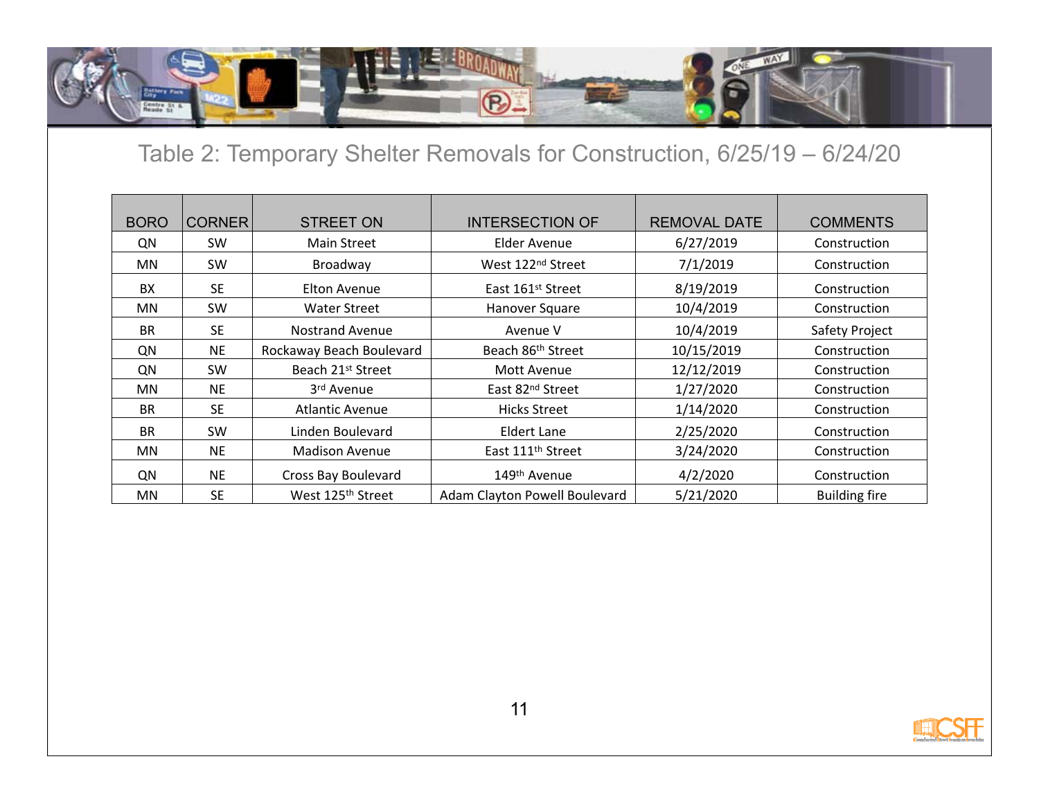## Table 2: Temporary Shelter Removals for Construction, 6/25/19 – 6/24/20

| BORO | CORNER | STREET ON | INTERSECTION OF | REMOVAL DATE | COMMENTS |
|---|---|---|---|---|---|
| QN | SW | Main Street | Elder Avenue | 6/27/2019 | Construction |
| MN | SW | Broadway | West 122nd Street | 7/1/2019 | Construction |
| BX | SE | Elton Avenue | East 161st Street | 8/19/2019 | Construction |
| MN | SW | Water Street | Hanover Square | 10/4/2019 | Construction |
| BR | SE | Nostrand Avenue | Avenue V | 10/4/2019 | Safety Project |
| QN | NE | Rockaway Beach Boulevard | Beach 86th Street | 10/15/2019 | Construction |
| QN | SW | Beach 21st Street | Mott Avenue | 12/12/2019 | Construction |
| MN | NE | 3rd Avenue | East 82nd Street | 1/27/2020 | Construction |
| BR | SE | Atlantic Avenue | Hicks Street | 1/14/2020 | Construction |
| BR | SW | Linden Boulevard | Eldert Lane | 2/25/2020 | Construction |
| MN | NE | Madison Avenue | East 111th Street | 3/24/2020 | Construction |
| QN | NE | Cross Bay Boulevard | 149th Avenue | 4/2/2020 | Construction |
| MN | SE | West 125th Street | Adam Clayton Powell Boulevard | 5/21/2020 | Building fire |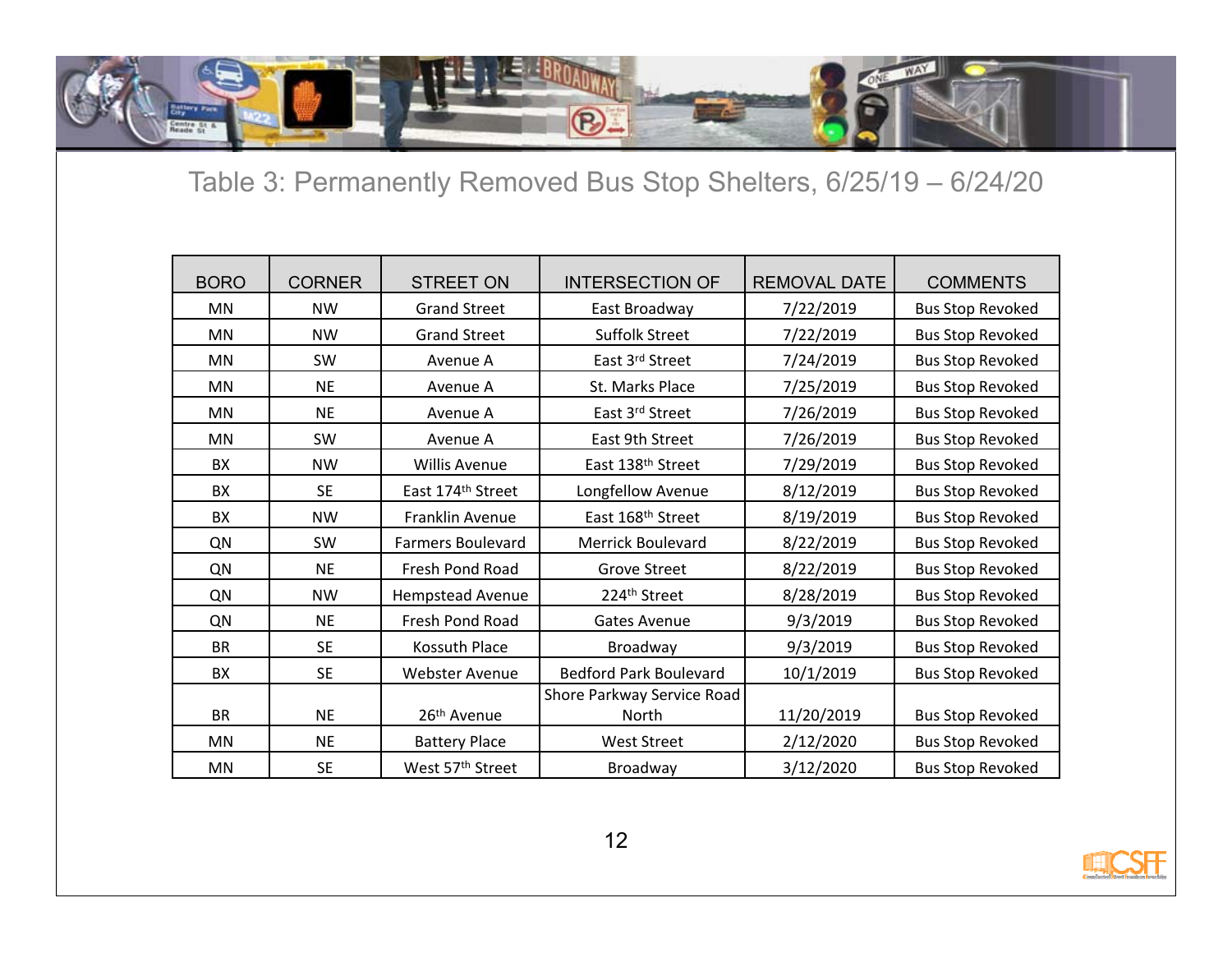# Table 3: Permanently Removed Bus Stop Shelters, 6/25/19 – 6/24/20

| BORO | CORNER | STREET ON | INTERSECTION OF | REMOVAL DATE | COMMENTS |
|---|---|---|---|---|---|
| MN | NW | Grand Street | East Broadway | 7/22/2019 | Bus Stop Revoked |
| MN | NW | Grand Street | Suffolk Street | 7/22/2019 | Bus Stop Revoked |
| MN | SW | Avenue A | East 3rd Street | 7/24/2019 | Bus Stop Revoked |
| MN | NE | Avenue A | St. Marks Place | 7/25/2019 | Bus Stop Revoked |
| MN | NE | Avenue A | East 3rd Street | 7/26/2019 | Bus Stop Revoked |
| MN | SW | Avenue A | East 9th Street | 7/26/2019 | Bus Stop Revoked |
| BX | NW | Willis Avenue | East 138th Street | 7/29/2019 | Bus Stop Revoked |
| BX | SE | East 174th Street | Longfellow Avenue | 8/12/2019 | Bus Stop Revoked |
| BX | NW | Franklin Avenue | East 168th Street | 8/19/2019 | Bus Stop Revoked |
| QN | SW | Farmers Boulevard | Merrick Boulevard | 8/22/2019 | Bus Stop Revoked |
| QN | NE | Fresh Pond Road | Grove Street | 8/22/2019 | Bus Stop Revoked |
| QN | NW | Hempstead Avenue | 224th Street | 8/28/2019 | Bus Stop Revoked |
| QN | NE | Fresh Pond Road | Gates Avenue | 9/3/2019 | Bus Stop Revoked |
| BR | SE | Kossuth Place | Broadway | 9/3/2019 | Bus Stop Revoked |
| BX | SE | Webster Avenue | Bedford Park Boulevard | 10/1/2019 | Bus Stop Revoked |
| BR | NE | 26th Avenue | Shore Parkway Service Road North | 11/20/2019 | Bus Stop Revoked |
| MN | NE | Battery Place | West Street | 2/12/2020 | Bus Stop Revoked |
| MN | SE | West 57th Street | Broadway | 3/12/2020 | Bus Stop Revoked |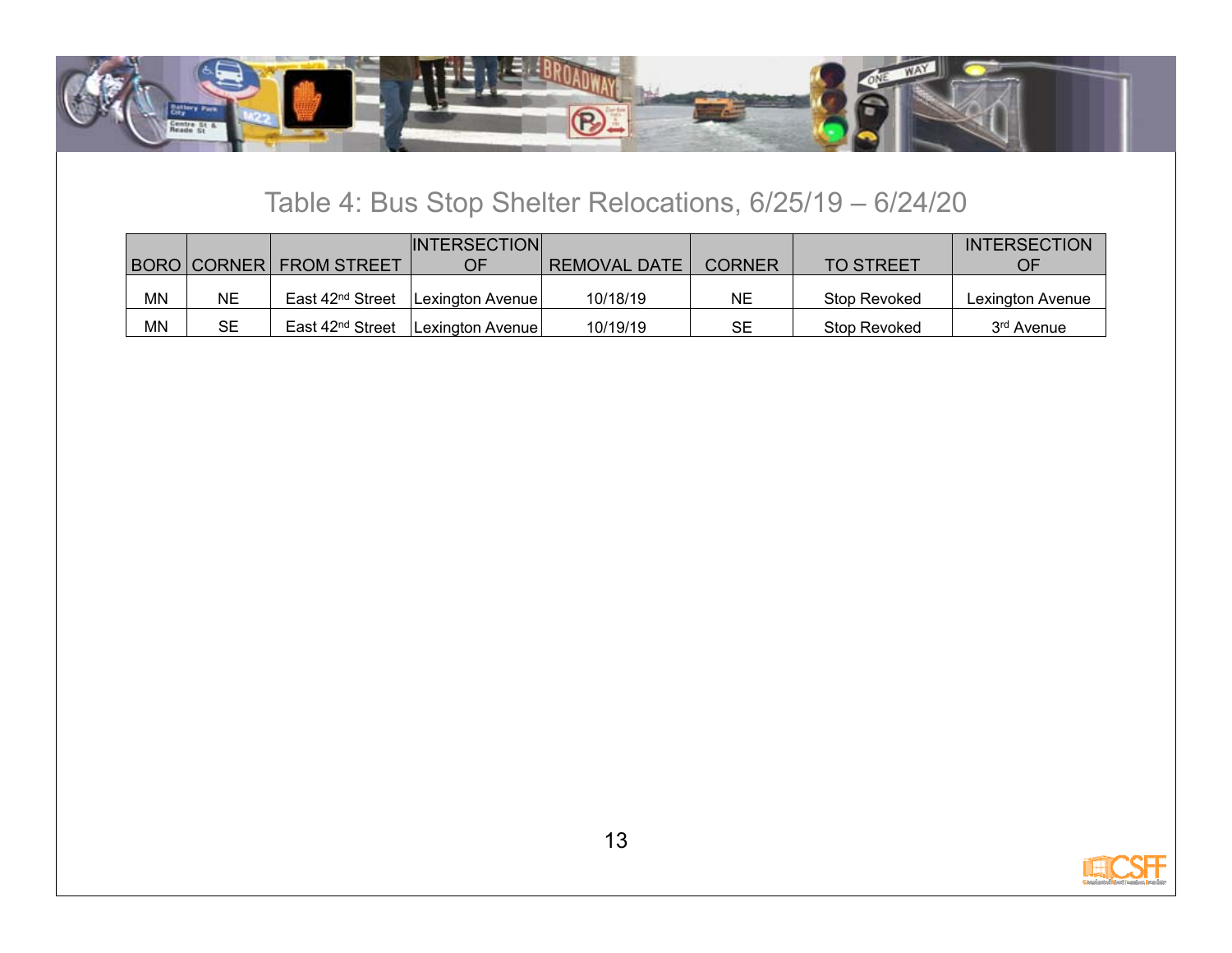## Table 4: Bus Stop Shelter Relocations, 6/25/19 – 6/24/20

| BORO | CORNER | FROM STREET | INTERSECTION OF | REMOVAL DATE | CORNER | TO STREET | INTERSECTION OF |
|---|---|---|---|---|---|---|---|
| MN | NE | East 42nd Street | Lexington Avenue | 10/18/19 | NE | Stop Revoked | Lexington Avenue |
| MN | SE | East 42nd Street | Lexington Avenue | 10/19/19 | SE | Stop Revoked | 3rd Avenue |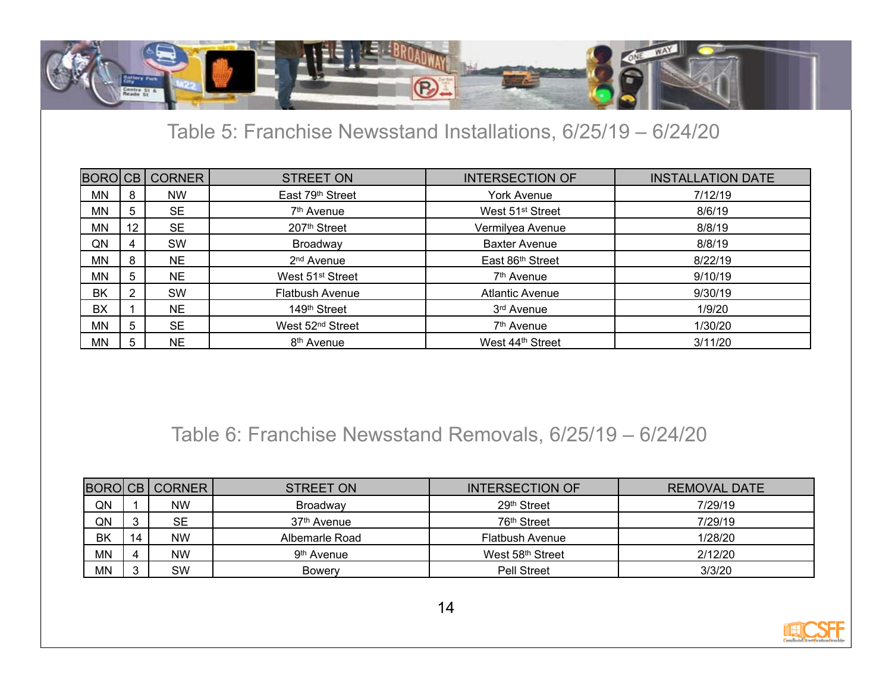## Table 5: Franchise Newsstand Installations, 6/25/19 – 6/24/20

| BORO | CB | CORNER | STREET ON | INTERSECTION OF | INSTALLATION DATE |
|---|---|---|---|---|---|
| MN | 8 | NW | East 79th Street | York Avenue | 7/12/19 |
| MN | 5 | SE | 7th Avenue | West 51st Street | 8/6/19 |
| MN | 12 | SE | 207th Street | Vermilyea Avenue | 8/8/19 |
| QN | 4 | SW | Broadway | Baxter Avenue | 8/8/19 |
| MN | 8 | NE | 2nd Avenue | East 86th Street | 8/22/19 |
| MN | 5 | NE | West 51st Street | 7th Avenue | 9/10/19 |
| BK | 2 | SW | Flatbush Avenue | Atlantic Avenue | 9/30/19 |
| BX | 1 | NE | 149th Street | 3rd Avenue | 1/9/20 |
| MN | 5 | SE | West 52nd Street | 7th Avenue | 1/30/20 |
| MN | 5 | NE | 8th Avenue | West 44th Street | 3/11/20 |

## Table 6: Franchise Newsstand Removals, 6/25/19 – 6/24/20

| BORO | CB | CORNER | STREET ON | INTERSECTION OF | REMOVAL DATE |
|---|---|---|---|---|---|
| QN | 1 | NW | Broadway | 29th Street | 7/29/19 |
| QN | 3 | SE | 37th Avenue | 76th Street | 7/29/19 |
| BK | 14 | NW | Albemarle Road | Flatbush Avenue | 1/28/20 |
| MN | 4 | NW | 9th Avenue | West 58th Street | 2/12/20 |
| MN | 3 | SW | Bowery | Pell Street | 3/3/20 |